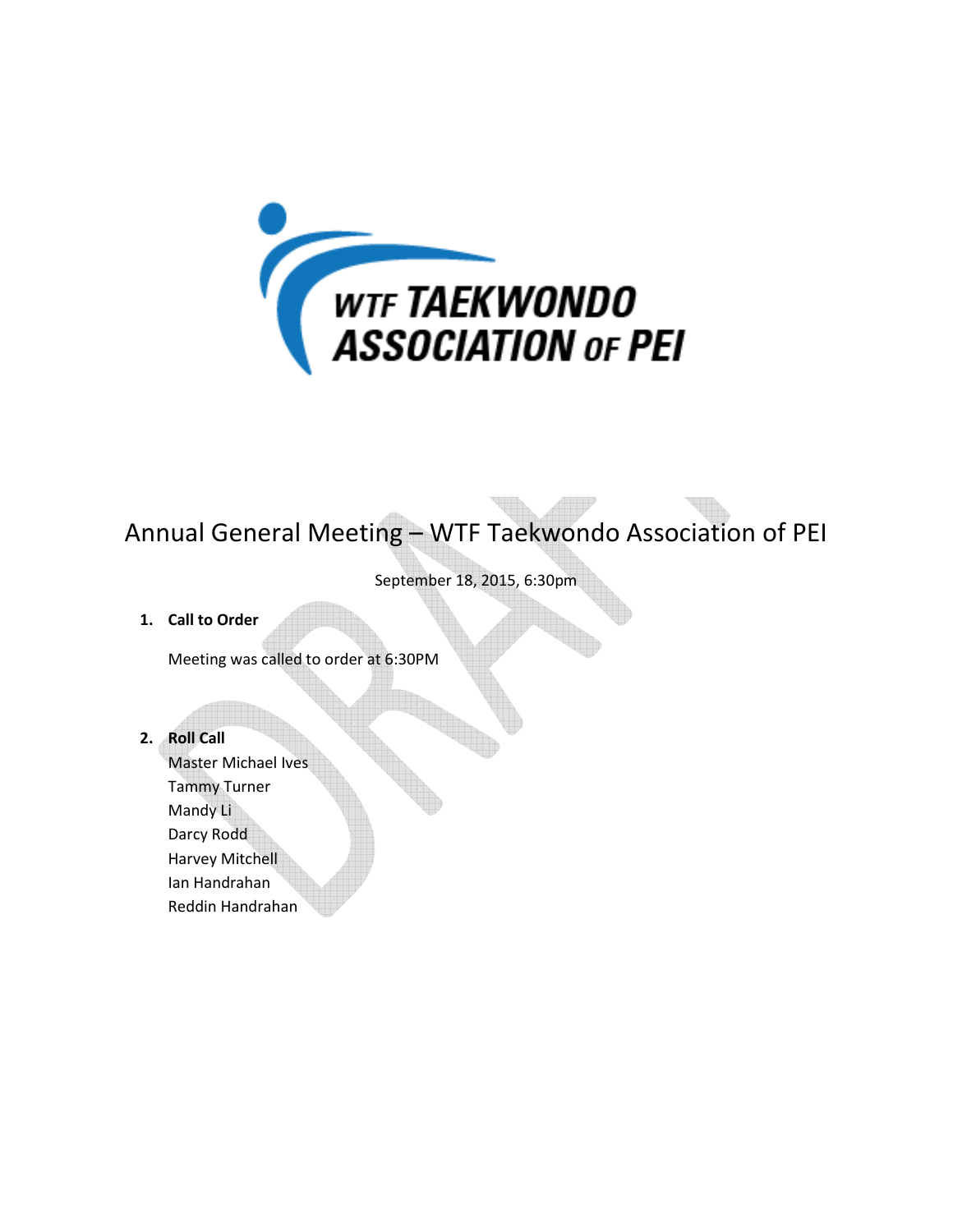WTF TAEKWONDO ASSOCIATION OF PEI

# Annual General Meeting – WTF Taekwondo Association of PEI

September 18, 2015, 6:30pm

1. **Call to Order**

   Meeting was called to order at 6:30PM

2. **Roll Call**

   Master Michael Ives  
   Tammy Turner  
   Mandy Li  
   Darcy Rodd  
   Harvey Mitchell  
   Ian Handrahan  
   Reddin Handrahan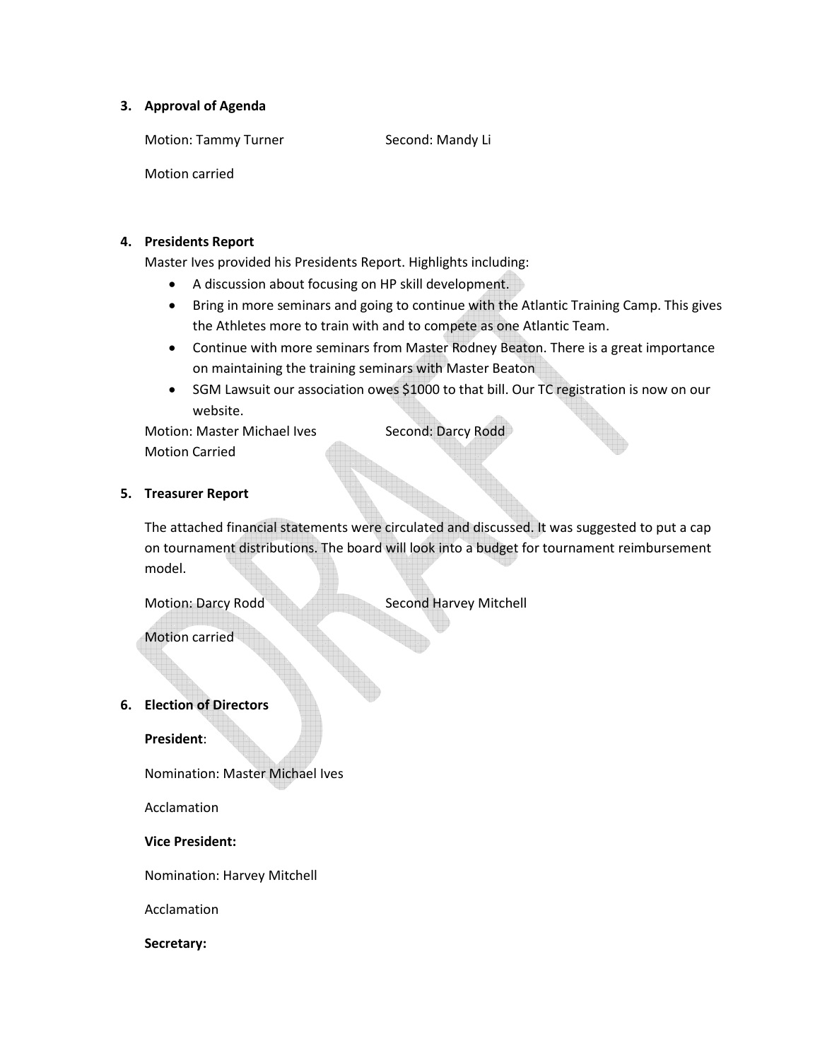3. **Approval of Agenda**

   Motion: Tammy Turner Second: Mandy Li

   Motion carried

4. **Presidents Report**

   Master Ives provided his Presidents Report. Highlights including:

   - A discussion about focusing on HP skill development.
   - Bring in more seminars and going to continue with the Atlantic Training Camp. This gives the Athletes more to train with and to compete as one Atlantic Team.
   - Continue with more seminars from Master Rodney Beaton. There is a great importance on maintaining the training seminars with Master Beaton
   - SGM Lawsuit our association owes $1000 to that bill. Our TC registration is now on our website.

   Motion: Master Michael Ives Second: Darcy Rodd

   Motion Carried

5. **Treasurer Report**

   The attached financial statements were circulated and discussed. It was suggested to put a cap on tournament distributions. The board will look into a budget for tournament reimbursement model.

   Motion: Darcy Rodd Second Harvey Mitchell

   Motion carried

6. **Election of Directors**

   **President**:

   Nomination: Master Michael Ives

   Acclamation

   **Vice President:**

   Nomination: Harvey Mitchell

   Acclamation

   **Secretary:**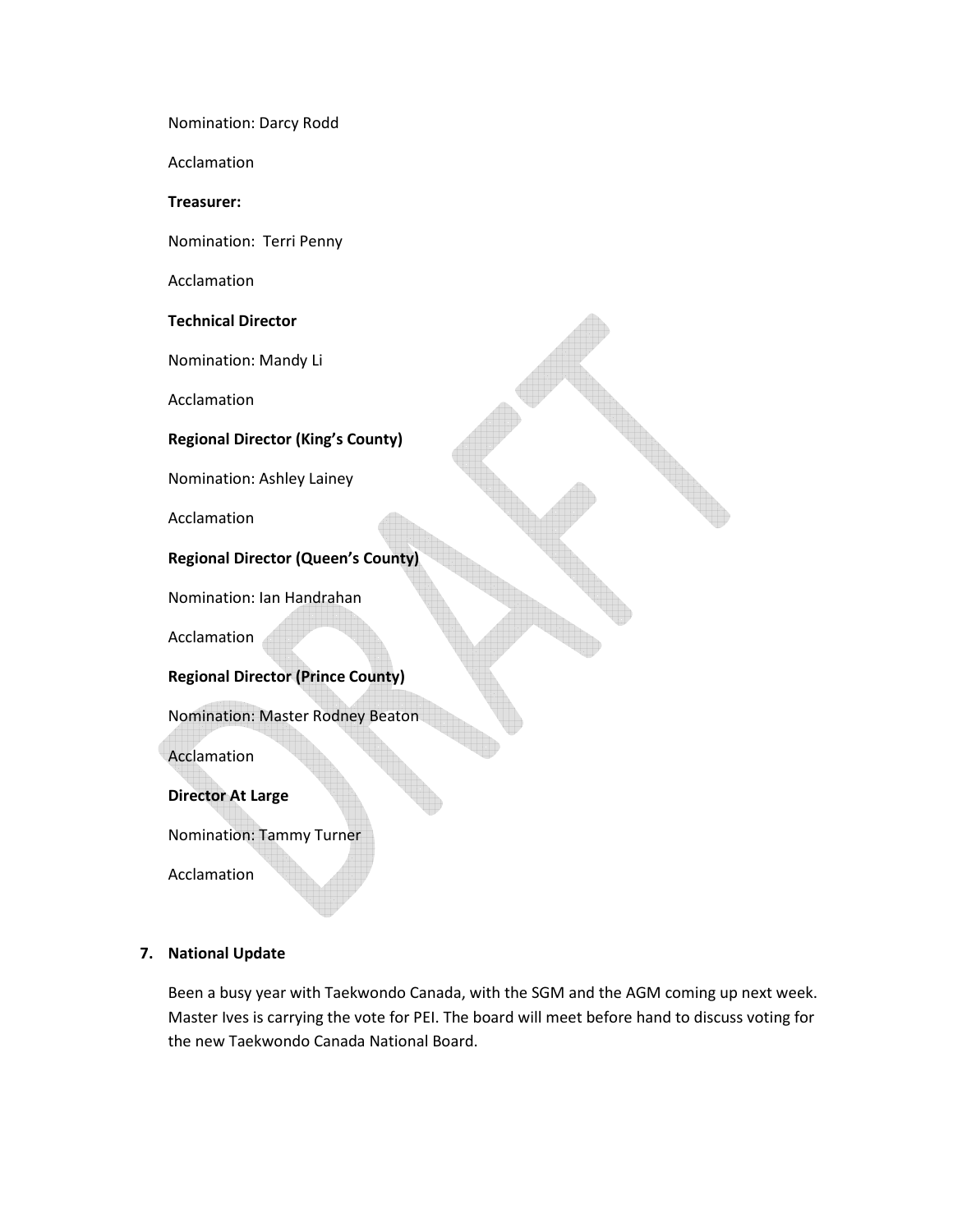Nomination: Darcy Rodd

Acclamation

**Treasurer:**

Nomination: Terri Penny

Acclamation

**Technical Director**

Nomination: Mandy Li

Acclamation

**Regional Director (King's County)**

Nomination: Ashley Lainey

Acclamation

**Regional Director (Queen's County)**

Nomination: Ian Handrahan

Acclamation

**Regional Director (Prince County)**

Nomination: Master Rodney Beaton

Acclamation

**Director At Large**

Nomination: Tammy Turner

Acclamation

7. **National Update**

   Been a busy year with Taekwondo Canada, with the SGM and the AGM coming up next week. Master Ives is carrying the vote for PEI. The board will meet before hand to discuss voting for the new Taekwondo Canada National Board.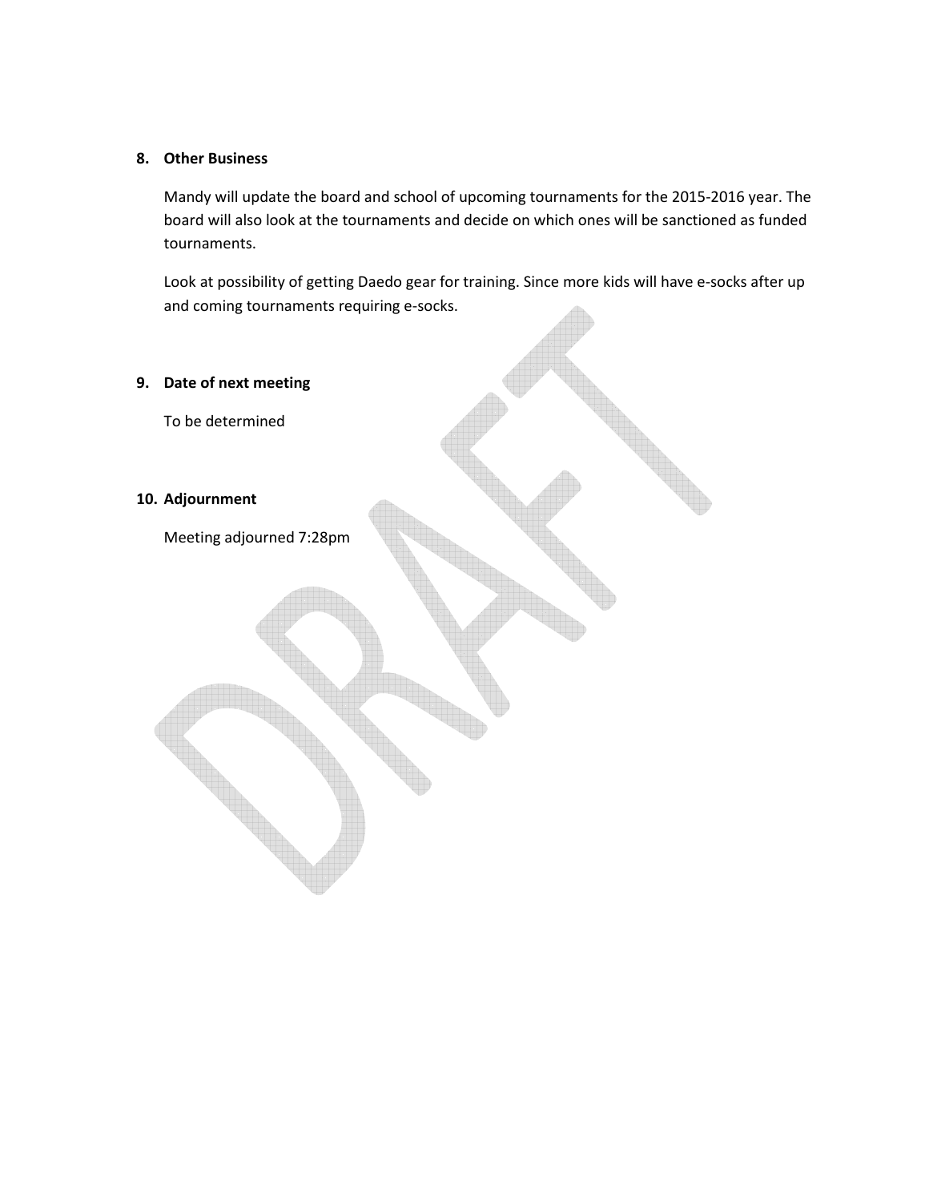**8. Other Business**

Mandy will update the board and school of upcoming tournaments for the 2015-2016 year. The board will also look at the tournaments and decide on which ones will be sanctioned as funded tournaments.

Look at possibility of getting Daedo gear for training. Since more kids will have e-socks after up and coming tournaments requiring e-socks.

**9. Date of next meeting**

To be determined

**10. Adjournment**

Meeting adjourned 7:28pm